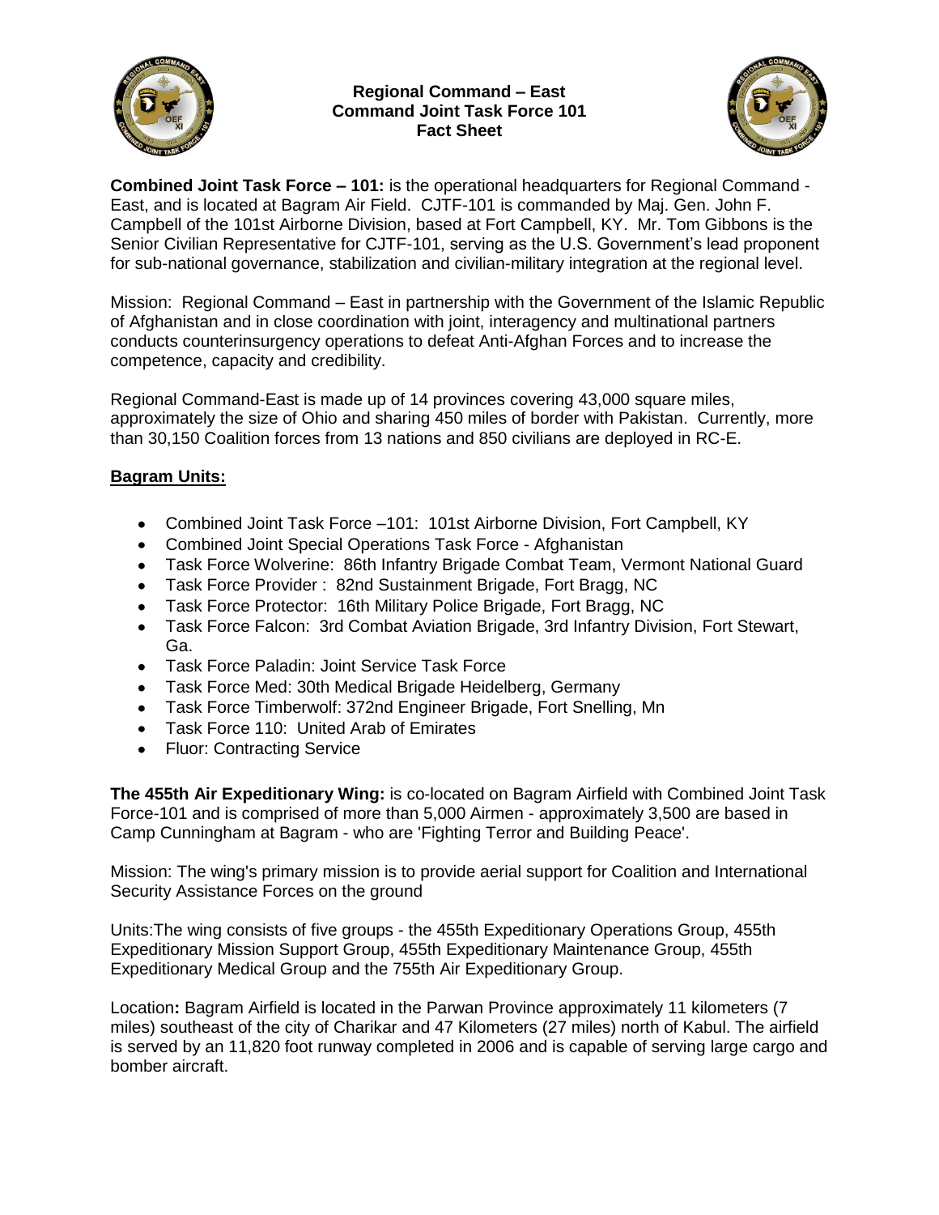# Regional Command – East
## Command Joint Task Force 101
## Fact Sheet

**Combined Joint Task Force – 101:** is the operational headquarters for Regional Command - East, and is located at Bagram Air Field. CJTF-101 is commanded by Maj. Gen. John F. Campbell of the 101st Airborne Division, based at Fort Campbell, KY. Mr. Tom Gibbons is the Senior Civilian Representative for CJTF-101, serving as the U.S. Government's lead proponent for sub-national governance, stabilization and civilian-military integration at the regional level.

Mission: Regional Command – East in partnership with the Government of the Islamic Republic of Afghanistan and in close coordination with joint, interagency and multinational partners conducts counterinsurgency operations to defeat Anti-Afghan Forces and to increase the competence, capacity and credibility.

Regional Command-East is made up of 14 provinces covering 43,000 square miles, approximately the size of Ohio and sharing 450 miles of border with Pakistan. Currently, more than 30,150 Coalition forces from 13 nations and 850 civilians are deployed in RC-E.

**<u>Bagram Units:</u>**

- Combined Joint Task Force –101: 101st Airborne Division, Fort Campbell, KY
- Combined Joint Special Operations Task Force - Afghanistan
- Task Force Wolverine: 86th Infantry Brigade Combat Team, Vermont National Guard
- Task Force Provider : 82nd Sustainment Brigade, Fort Bragg, NC
- Task Force Protector: 16th Military Police Brigade, Fort Bragg, NC
- Task Force Falcon: 3rd Combat Aviation Brigade, 3rd Infantry Division, Fort Stewart, Ga.
- Task Force Paladin: Joint Service Task Force
- Task Force Med: 30th Medical Brigade Heidelberg, Germany
- Task Force Timberwolf: 372nd Engineer Brigade, Fort Snelling, Mn
- Task Force 110: United Arab of Emirates
- Fluor: Contracting Service

**The 455th Air Expeditionary Wing:** is co-located on Bagram Airfield with Combined Joint Task Force-101 and is comprised of more than 5,000 Airmen - approximately 3,500 are based in Camp Cunningham at Bagram - who are 'Fighting Terror and Building Peace'.

Mission: The wing's primary mission is to provide aerial support for Coalition and International Security Assistance Forces on the ground

Units:The wing consists of five groups - the 455th Expeditionary Operations Group, 455th Expeditionary Mission Support Group, 455th Expeditionary Maintenance Group, 455th Expeditionary Medical Group and the 755th Air Expeditionary Group.

Location**:** Bagram Airfield is located in the Parwan Province approximately 11 kilometers (7 miles) southeast of the city of Charikar and 47 Kilometers (27 miles) north of Kabul. The airfield is served by an 11,820 foot runway completed in 2006 and is capable of serving large cargo and bomber aircraft.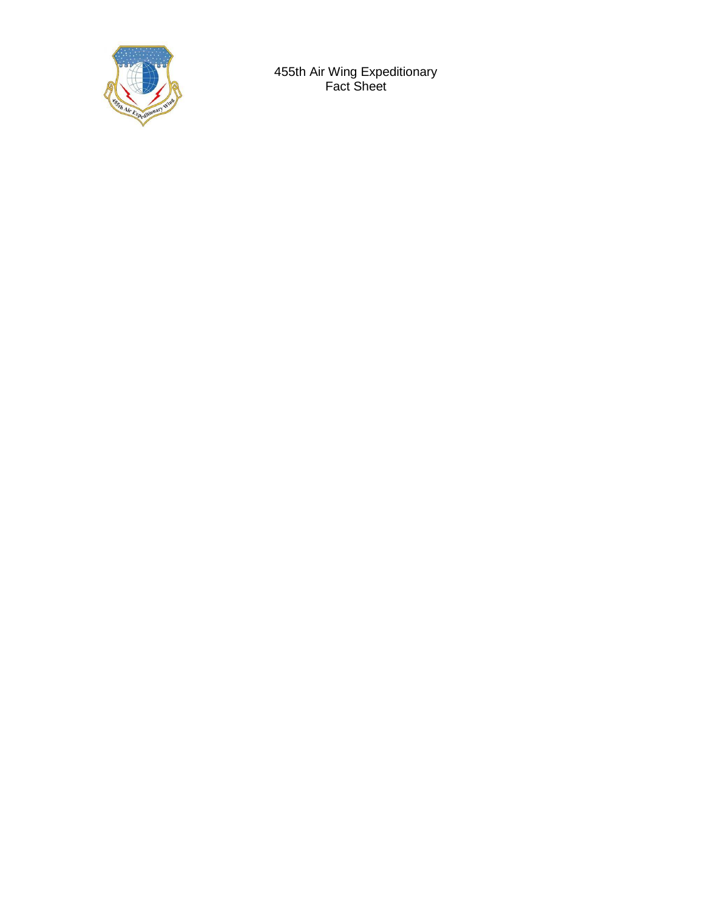455th Air Wing Expeditionary
Fact Sheet